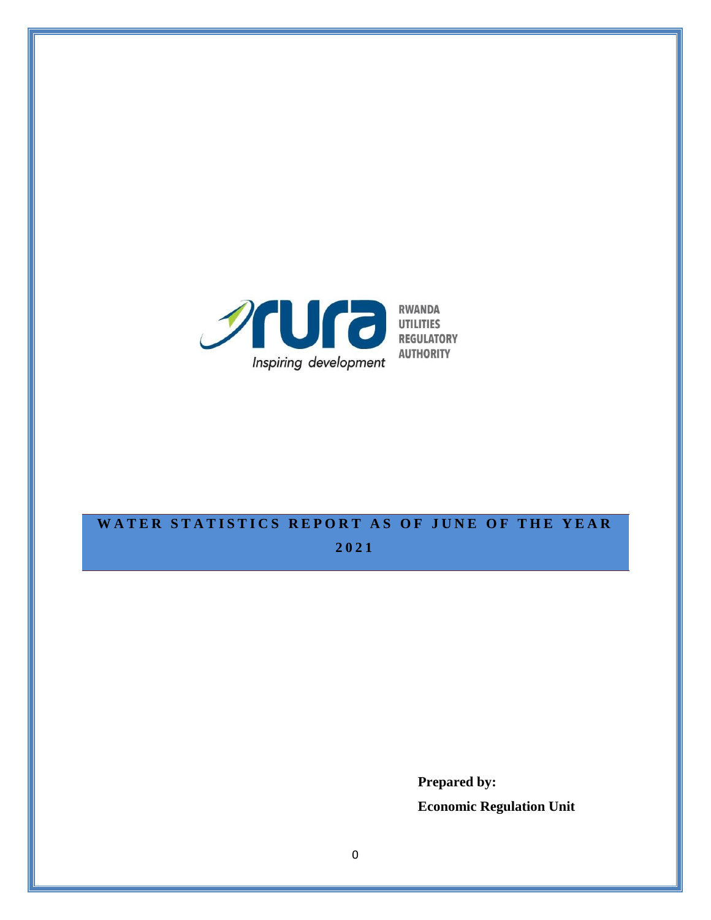RWANDA UTILITIES REGULATORY AUTHORITY

*Inspiring development*

# WATER STATISTICS REPORT AS OF JUNE OF THE YEAR 2021

**Prepared by:**

**Economic Regulation Unit**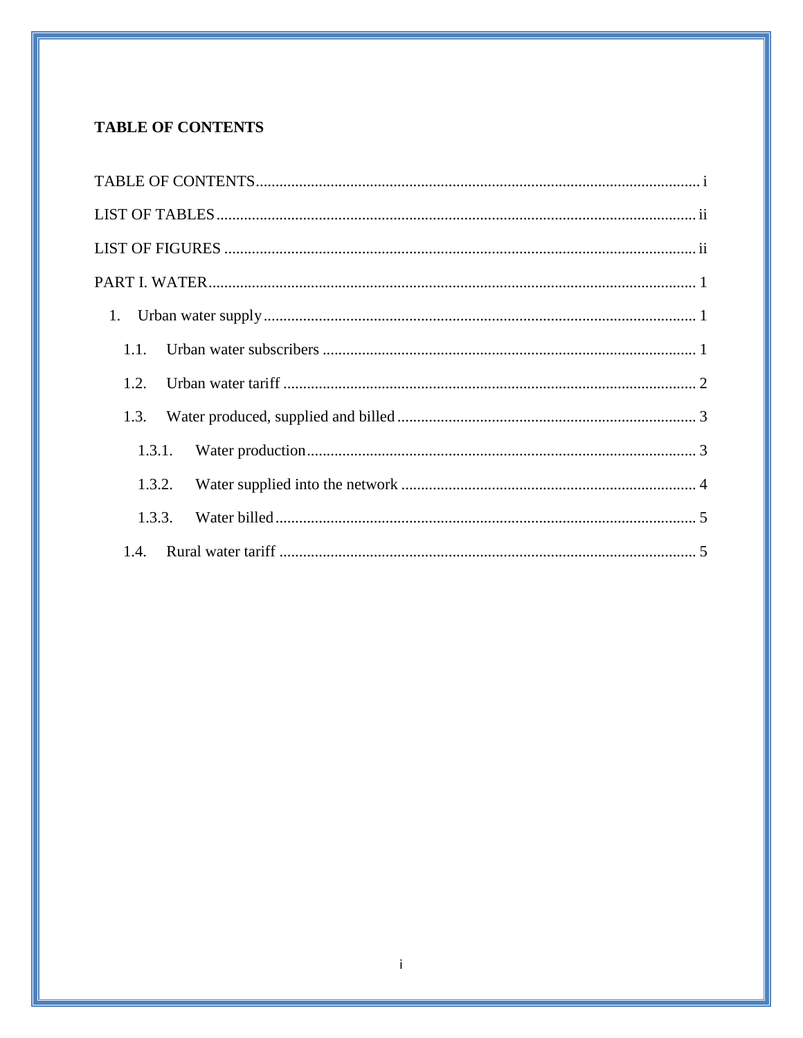**TABLE OF CONTENTS**

TABLE OF CONTENTS ........ i

LIST OF TABLES ........ ii

LIST OF FIGURES ........ ii

PART I. WATER ........ 1

- 1. Urban water supply ........ 1
  - 1.1. Urban water subscribers ........ 1
  - 1.2. Urban water tariff ........ 2
  - 1.3. Water produced, supplied and billed ........ 3
    - 1.3.1. Water production ........ 3
    - 1.3.2. Water supplied into the network ........ 4
    - 1.3.3. Water billed ........ 5
  - 1.4. Rural water tariff ........ 5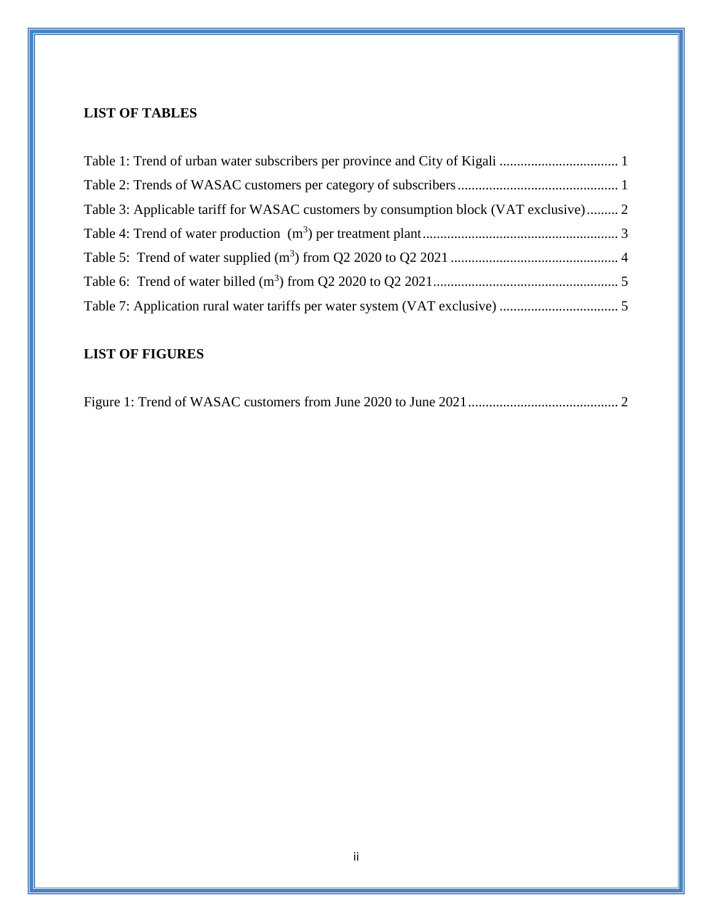## LIST OF TABLES

Table 1: Trend of urban water subscribers per province and City of Kigali .................................. 1

Table 2: Trends of WASAC customers per category of subscribers ............................................. 1

Table 3: Applicable tariff for WASAC customers by consumption block (VAT exclusive) ......... 2

Table 4: Trend of water production ($m^3$) per treatment plant ........................................................ 3

Table 5: Trend of water supplied ($m^3$) from Q2 2020 to Q2 2021 ................................................ 4

Table 6: Trend of water billed ($m^3$) from Q2 2020 to Q2 2021 ..................................................... 5

Table 7: Application rural water tariffs per water system (VAT exclusive) .................................. 5

## LIST OF FIGURES

Figure 1: Trend of WASAC customers from June 2020 to June 2021 ........................................... 2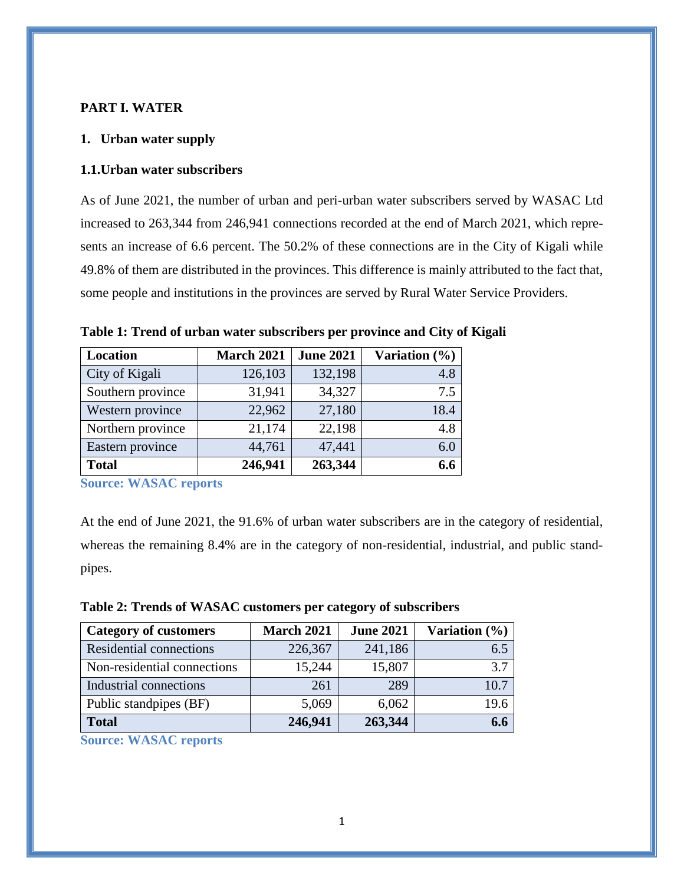# PART I. WATER

## 1. Urban water supply

### 1.1. Urban water subscribers

As of June 2021, the number of urban and peri-urban water subscribers served by WASAC Ltd increased to 263,344 from 246,941 connections recorded at the end of March 2021, which represents an increase of 6.6 percent. The 50.2% of these connections are in the City of Kigali while 49.8% of them are distributed in the provinces. This difference is mainly attributed to the fact that, some people and institutions in the provinces are served by Rural Water Service Providers.

**Table 1: Trend of urban water subscribers per province and City of Kigali**

| Location | March 2021 | June 2021 | Variation (%) |
|---|---|---|---|
| City of Kigali | 126,103 | 132,198 | 4.8 |
| Southern province | 31,941 | 34,327 | 7.5 |
| Western province | 22,962 | 27,180 | 18.4 |
| Northern province | 21,174 | 22,198 | 4.8 |
| Eastern province | 44,761 | 47,441 | 6.0 |
| **Total** | **246,941** | **263,344** | **6.6** |

**Source: WASAC reports**

At the end of June 2021, the 91.6% of urban water subscribers are in the category of residential, whereas the remaining 8.4% are in the category of non-residential, industrial, and public standpipes.

**Table 2: Trends of WASAC customers per category of subscribers**

| Category of customers | March 2021 | June 2021 | Variation (%) |
|---|---|---|---|
| Residential connections | 226,367 | 241,186 | 6.5 |
| Non-residential connections | 15,244 | 15,807 | 3.7 |
| Industrial connections | 261 | 289 | 10.7 |
| Public standpipes (BF) | 5,069 | 6,062 | 19.6 |
| **Total** | **246,941** | **263,344** | **6.6** |

**Source: WASAC reports**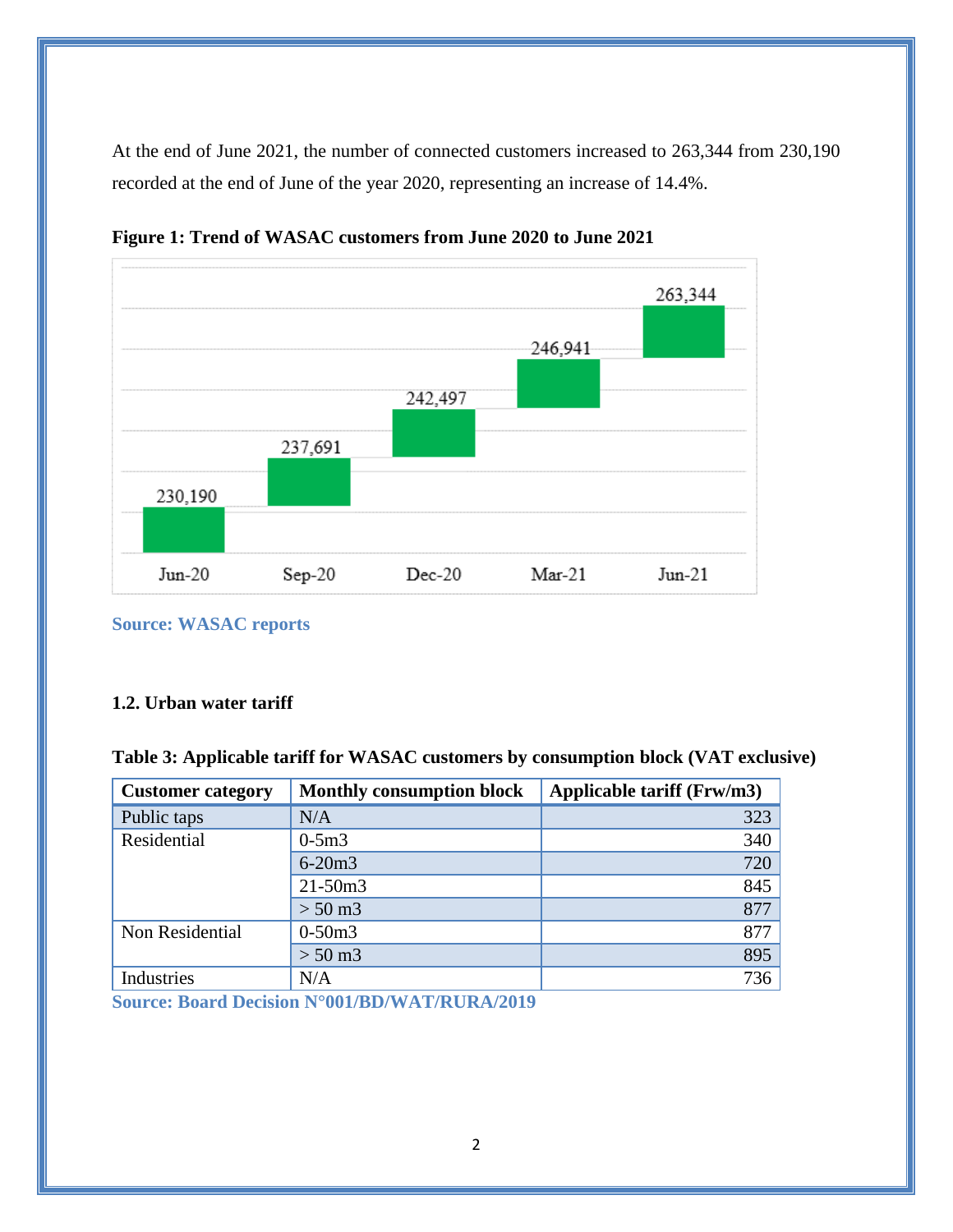At the end of June 2021, the number of connected customers increased to 263,344 from 230,190 recorded at the end of June of the year 2020, representing an increase of 14.4%.

**Figure 1: Trend of WASAC customers from June 2020 to June 2021**

| Period | Customers |
|---|---|
| Jun-20 | 230,190 |
| Sep-20 | 237,691 |
| Dec-20 | 242,497 |
| Mar-21 | 246,941 |
| Jun-21 | 263,344 |

**Source: WASAC reports**

### 1.2. Urban water tariff

**Table 3: Applicable tariff for WASAC customers by consumption block (VAT exclusive)**

| Customer category | Monthly consumption block | Applicable tariff (Frw/m3) |
|---|---|---|
| Public taps | N/A | 323 |
| Residential | 0-5m3 | 340 |
| | 6-20m3 | 720 |
| | 21-50m3 | 845 |
| | > 50 m3 | 877 |
| Non Residential | 0-50m3 | 877 |
| | > 50 m3 | 895 |
| Industries | N/A | 736 |

**Source: Board Decision N°001/BD/WAT/RURA/2019**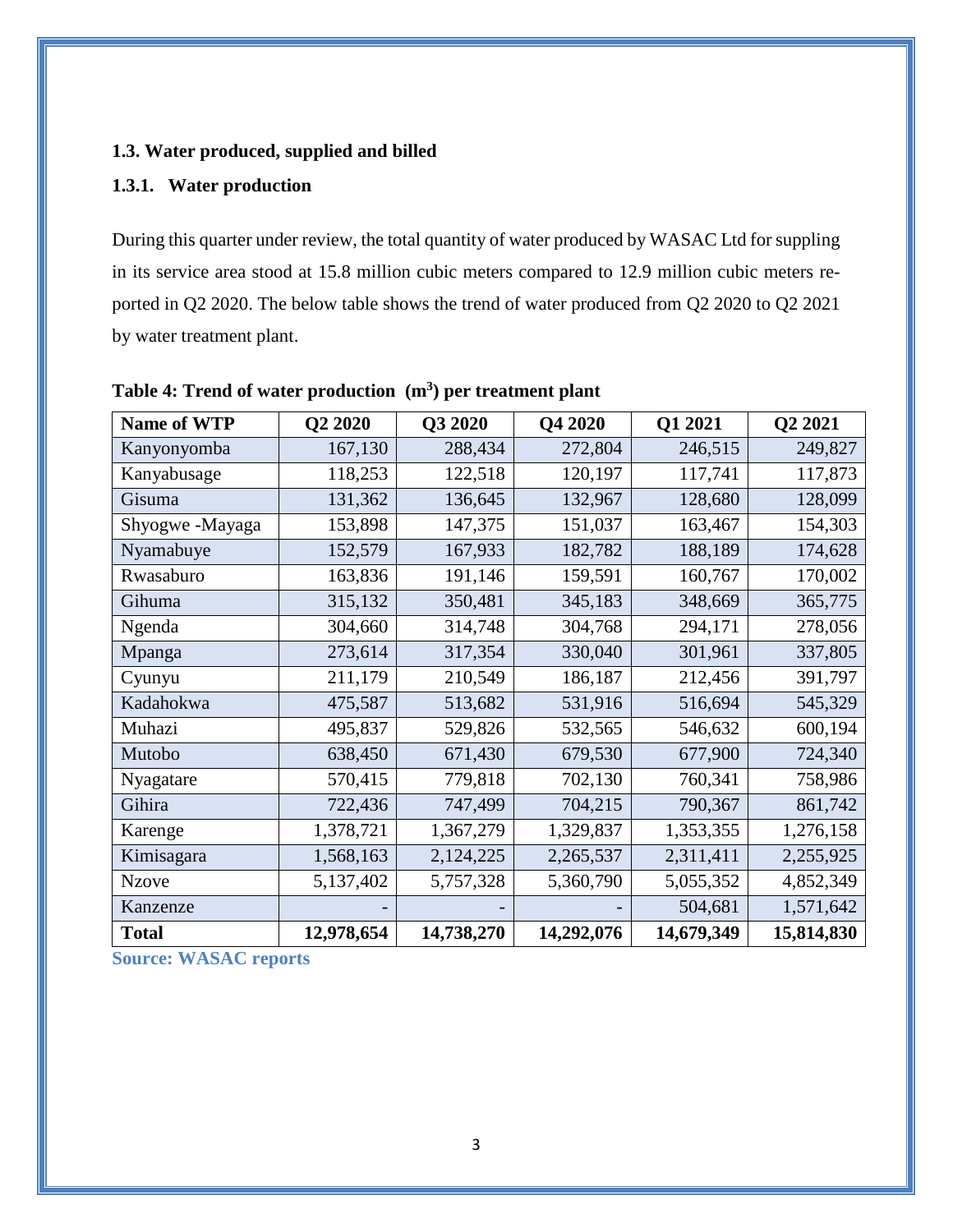### 1.3. Water produced, supplied and billed

#### 1.3.1. Water production

During this quarter under review, the total quantity of water produced by WASAC Ltd for suppling in its service area stood at 15.8 million cubic meters compared to 12.9 million cubic meters reported in Q2 2020. The below table shows the trend of water produced from Q2 2020 to Q2 2021 by water treatment plant.

**Table 4: Trend of water production ($m^3$) per treatment plant**

| Name of WTP | Q2 2020 | Q3 2020 | Q4 2020 | Q1 2021 | Q2 2021 |
|---|---|---|---|---|---|
| Kanyonyomba | 167,130 | 288,434 | 272,804 | 246,515 | 249,827 |
| Kanyabusage | 118,253 | 122,518 | 120,197 | 117,741 | 117,873 |
| Gisuma | 131,362 | 136,645 | 132,967 | 128,680 | 128,099 |
| Shyogwe -Mayaga | 153,898 | 147,375 | 151,037 | 163,467 | 154,303 |
| Nyamabuye | 152,579 | 167,933 | 182,782 | 188,189 | 174,628 |
| Rwasaburo | 163,836 | 191,146 | 159,591 | 160,767 | 170,002 |
| Gihuma | 315,132 | 350,481 | 345,183 | 348,669 | 365,775 |
| Ngenda | 304,660 | 314,748 | 304,768 | 294,171 | 278,056 |
| Mpanga | 273,614 | 317,354 | 330,040 | 301,961 | 337,805 |
| Cyunyu | 211,179 | 210,549 | 186,187 | 212,456 | 391,797 |
| Kadahokwa | 475,587 | 513,682 | 531,916 | 516,694 | 545,329 |
| Muhazi | 495,837 | 529,826 | 532,565 | 546,632 | 600,194 |
| Mutobo | 638,450 | 671,430 | 679,530 | 677,900 | 724,340 |
| Nyagatare | 570,415 | 779,818 | 702,130 | 760,341 | 758,986 |
| Gihira | 722,436 | 747,499 | 704,215 | 790,367 | 861,742 |
| Karenge | 1,378,721 | 1,367,279 | 1,329,837 | 1,353,355 | 1,276,158 |
| Kimisagara | 1,568,163 | 2,124,225 | 2,265,537 | 2,311,411 | 2,255,925 |
| Nzove | 5,137,402 | 5,757,328 | 5,360,790 | 5,055,352 | 4,852,349 |
| Kanzenze | - | - | - | 504,681 | 1,571,642 |
| **Total** | **12,978,654** | **14,738,270** | **14,292,076** | **14,679,349** | **15,814,830** |

**Source: WASAC reports**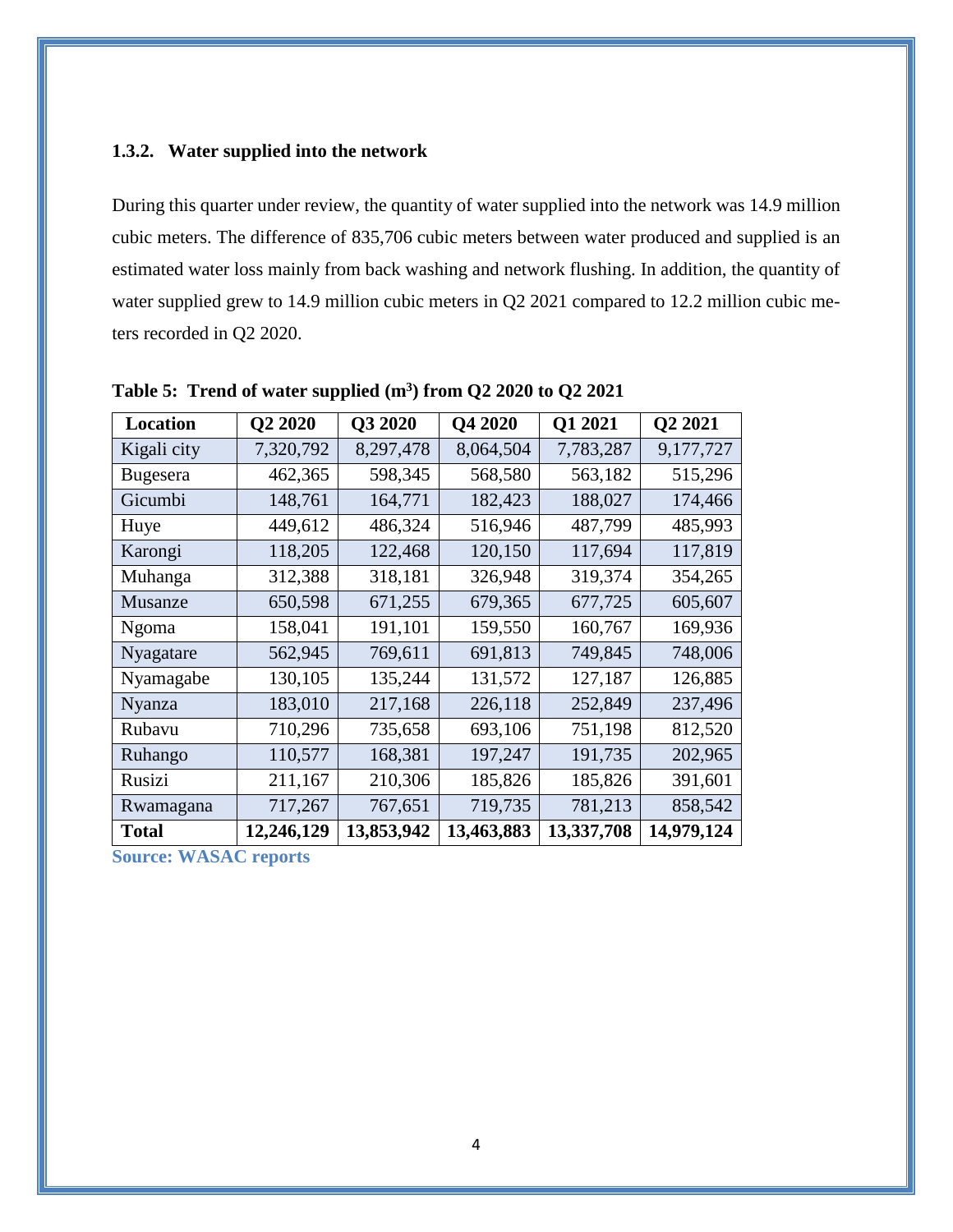### 1.3.2. Water supplied into the network

During this quarter under review, the quantity of water supplied into the network was 14.9 million cubic meters. The difference of 835,706 cubic meters between water produced and supplied is an estimated water loss mainly from back washing and network flushing. In addition, the quantity of water supplied grew to 14.9 million cubic meters in Q2 2021 compared to 12.2 million cubic meters recorded in Q2 2020.

**Table 5: Trend of water supplied ($m^3$) from Q2 2020 to Q2 2021**

| Location | Q2 2020 | Q3 2020 | Q4 2020 | Q1 2021 | Q2 2021 |
|---|---|---|---|---|---|
| Kigali city | 7,320,792 | 8,297,478 | 8,064,504 | 7,783,287 | 9,177,727 |
| Bugesera | 462,365 | 598,345 | 568,580 | 563,182 | 515,296 |
| Gicumbi | 148,761 | 164,771 | 182,423 | 188,027 | 174,466 |
| Huye | 449,612 | 486,324 | 516,946 | 487,799 | 485,993 |
| Karongi | 118,205 | 122,468 | 120,150 | 117,694 | 117,819 |
| Muhanga | 312,388 | 318,181 | 326,948 | 319,374 | 354,265 |
| Musanze | 650,598 | 671,255 | 679,365 | 677,725 | 605,607 |
| Ngoma | 158,041 | 191,101 | 159,550 | 160,767 | 169,936 |
| Nyagatare | 562,945 | 769,611 | 691,813 | 749,845 | 748,006 |
| Nyamagabe | 130,105 | 135,244 | 131,572 | 127,187 | 126,885 |
| Nyanza | 183,010 | 217,168 | 226,118 | 252,849 | 237,496 |
| Rubavu | 710,296 | 735,658 | 693,106 | 751,198 | 812,520 |
| Ruhango | 110,577 | 168,381 | 197,247 | 191,735 | 202,965 |
| Rusizi | 211,167 | 210,306 | 185,826 | 185,826 | 391,601 |
| Rwamagana | 717,267 | 767,651 | 719,735 | 781,213 | 858,542 |
| **Total** | **12,246,129** | **13,853,942** | **13,463,883** | **13,337,708** | **14,979,124** |

**Source: WASAC reports**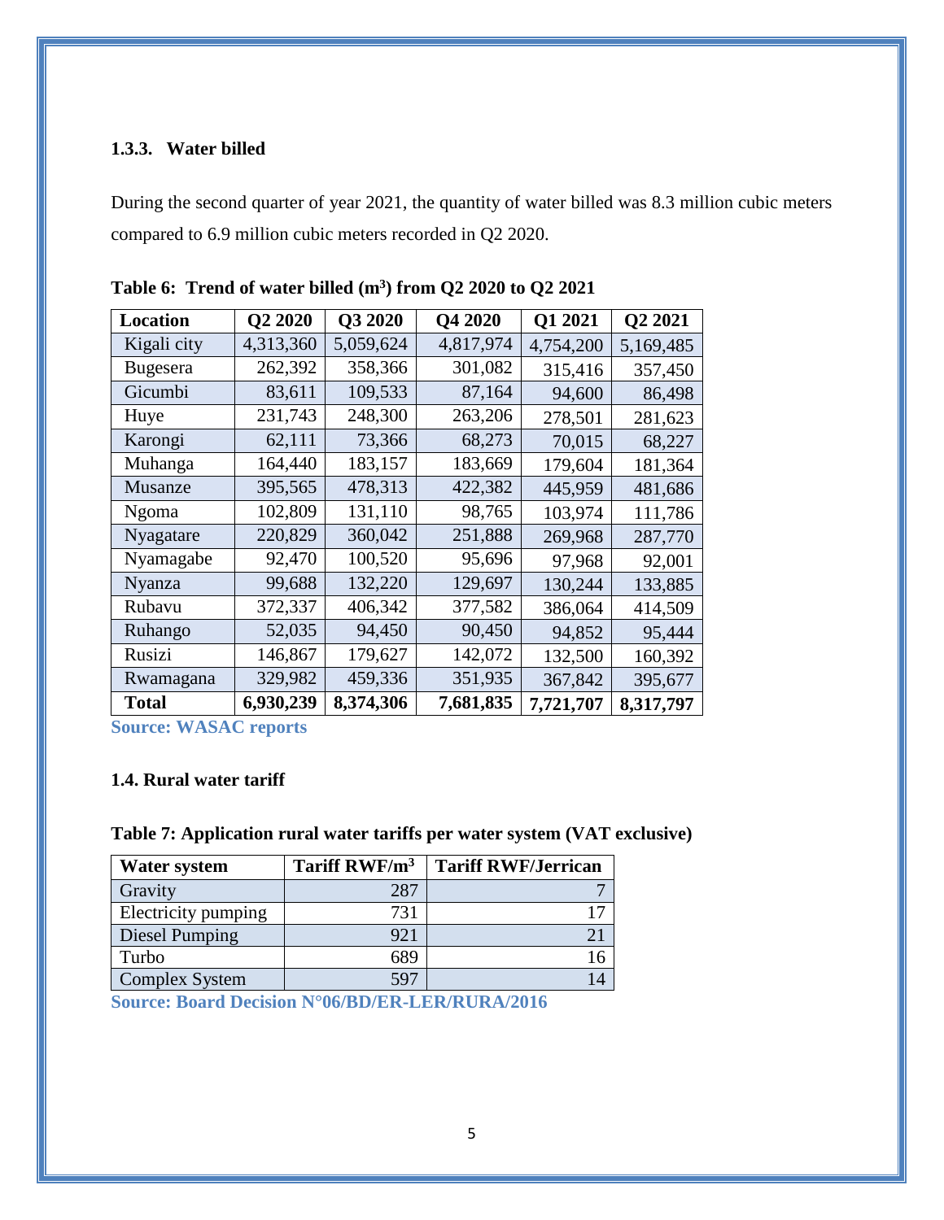### 1.3.3. Water billed

During the second quarter of year 2021, the quantity of water billed was 8.3 million cubic meters compared to 6.9 million cubic meters recorded in Q2 2020.

**Table 6: Trend of water billed ($m^3$) from Q2 2020 to Q2 2021**

| Location | Q2 2020 | Q3 2020 | Q4 2020 | Q1 2021 | Q2 2021 |
|---|---|---|---|---|---|
| Kigali city | 4,313,360 | 5,059,624 | 4,817,974 | 4,754,200 | 5,169,485 |
| Bugesera | 262,392 | 358,366 | 301,082 | 315,416 | 357,450 |
| Gicumbi | 83,611 | 109,533 | 87,164 | 94,600 | 86,498 |
| Huye | 231,743 | 248,300 | 263,206 | 278,501 | 281,623 |
| Karongi | 62,111 | 73,366 | 68,273 | 70,015 | 68,227 |
| Muhanga | 164,440 | 183,157 | 183,669 | 179,604 | 181,364 |
| Musanze | 395,565 | 478,313 | 422,382 | 445,959 | 481,686 |
| Ngoma | 102,809 | 131,110 | 98,765 | 103,974 | 111,786 |
| Nyagatare | 220,829 | 360,042 | 251,888 | 269,968 | 287,770 |
| Nyamagabe | 92,470 | 100,520 | 95,696 | 97,968 | 92,001 |
| Nyanza | 99,688 | 132,220 | 129,697 | 130,244 | 133,885 |
| Rubavu | 372,337 | 406,342 | 377,582 | 386,064 | 414,509 |
| Ruhango | 52,035 | 94,450 | 90,450 | 94,852 | 95,444 |
| Rusizi | 146,867 | 179,627 | 142,072 | 132,500 | 160,392 |
| Rwamagana | 329,982 | 459,336 | 351,935 | 367,842 | 395,677 |
| **Total** | **6,930,239** | **8,374,306** | **7,681,835** | **7,721,707** | **8,317,797** |

**Source: WASAC reports**

### 1.4. Rural water tariff

**Table 7: Application rural water tariffs per water system (VAT exclusive)**

| Water system | Tariff RWF/$m^3$ | Tariff RWF/Jerrican |
|---|---|---|
| Gravity | 287 | 7 |
| Electricity pumping | 731 | 17 |
| Diesel Pumping | 921 | 21 |
| Turbo | 689 | 16 |
| Complex System | 597 | 14 |

**Source: Board Decision N°06/BD/ER-LER/RURA/2016**